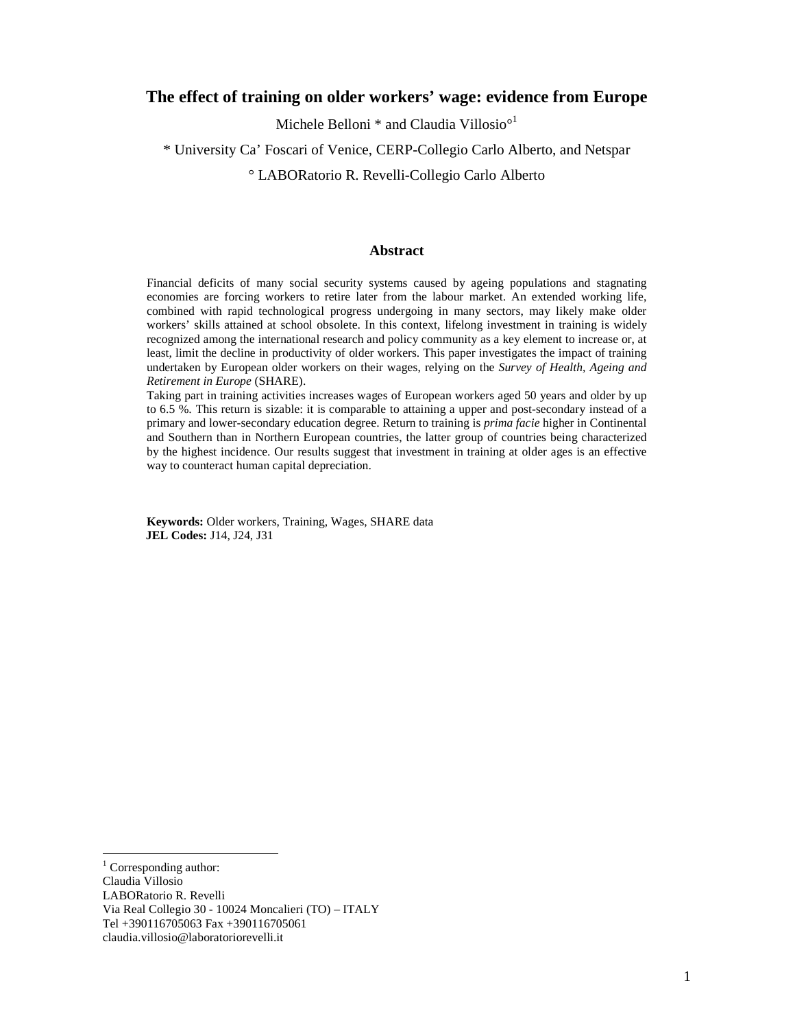# The effect of training on older workers' wage: evidence from Europe

Michele Belloni * and Claudia Villosio°[1]

* University Ca' Foscari of Venice, CERP-Collegio Carlo Alberto, and Netspar

° LABORatorio R. Revelli-Collegio Carlo Alberto

## Abstract

Financial deficits of many social security systems caused by ageing populations and stagnating economies are forcing workers to retire later from the labour market. An extended working life, combined with rapid technological progress undergoing in many sectors, may likely make older workers' skills attained at school obsolete. In this context, lifelong investment in training is widely recognized among the international research and policy community as a key element to increase or, at least, limit the decline in productivity of older workers. This paper investigates the impact of training undertaken by European older workers on their wages, relying on the *Survey of Health, Ageing and Retirement in Europe* (SHARE).

Taking part in training activities increases wages of European workers aged 50 years and older by up to 6.5 %. This return is sizable: it is comparable to attaining a upper and post-secondary instead of a primary and lower-secondary education degree. Return to training is *prima facie* higher in Continental and Southern than in Northern European countries, the latter group of countries being characterized by the highest incidence. Our results suggest that investment in training at older ages is an effective way to counteract human capital depreciation.

**Keywords:** Older workers, Training, Wages, SHARE data
**JEL Codes:** J14, J24, J31

---

[1] Corresponding author:
Claudia Villosio
LABORatorio R. Revelli
Via Real Collegio 30 - 10024 Moncalieri (TO) – ITALY
Tel +390116705063 Fax +390116705061
claudia.villosio@laboratoriorevelli.it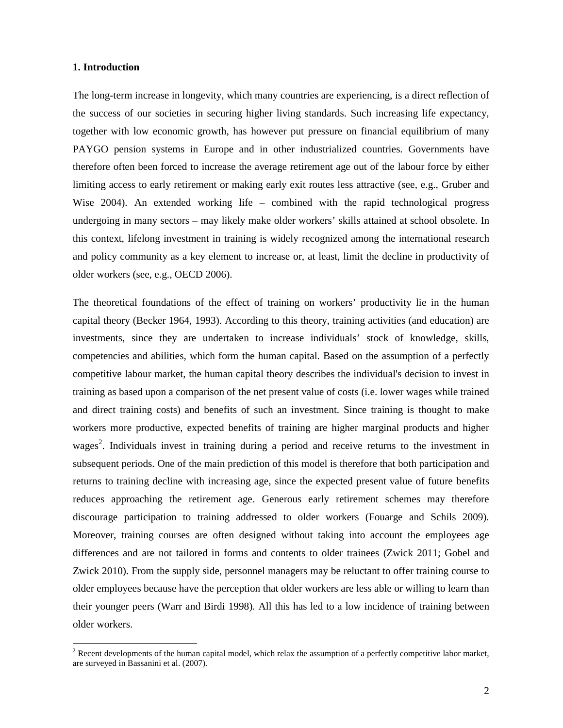## 1. Introduction

The long-term increase in longevity, which many countries are experiencing, is a direct reflection of the success of our societies in securing higher living standards. Such increasing life expectancy, together with low economic growth, has however put pressure on financial equilibrium of many PAYGO pension systems in Europe and in other industrialized countries. Governments have therefore often been forced to increase the average retirement age out of the labour force by either limiting access to early retirement or making early exit routes less attractive (see, e.g., Gruber and Wise 2004). An extended working life – combined with the rapid technological progress undergoing in many sectors – may likely make older workers' skills attained at school obsolete. In this context, lifelong investment in training is widely recognized among the international research and policy community as a key element to increase or, at least, limit the decline in productivity of older workers (see, e.g., OECD 2006).

The theoretical foundations of the effect of training on workers' productivity lie in the human capital theory (Becker 1964, 1993). According to this theory, training activities (and education) are investments, since they are undertaken to increase individuals' stock of knowledge, skills, competencies and abilities, which form the human capital. Based on the assumption of a perfectly competitive labour market, the human capital theory describes the individual's decision to invest in training as based upon a comparison of the net present value of costs (i.e. lower wages while trained and direct training costs) and benefits of such an investment. Since training is thought to make workers more productive, expected benefits of training are higher marginal products and higher wages[2]. Individuals invest in training during a period and receive returns to the investment in subsequent periods. One of the main prediction of this model is therefore that both participation and returns to training decline with increasing age, since the expected present value of future benefits reduces approaching the retirement age. Generous early retirement schemes may therefore discourage participation to training addressed to older workers (Fouarge and Schils 2009). Moreover, training courses are often designed without taking into account the employees age differences and are not tailored in forms and contents to older trainees (Zwick 2011; Gobel and Zwick 2010). From the supply side, personnel managers may be reluctant to offer training course to older employees because have the perception that older workers are less able or willing to learn than their younger peers (Warr and Birdi 1998). All this has led to a low incidence of training between older workers.

[2] Recent developments of the human capital model, which relax the assumption of a perfectly competitive labor market, are surveyed in Bassanini et al. (2007).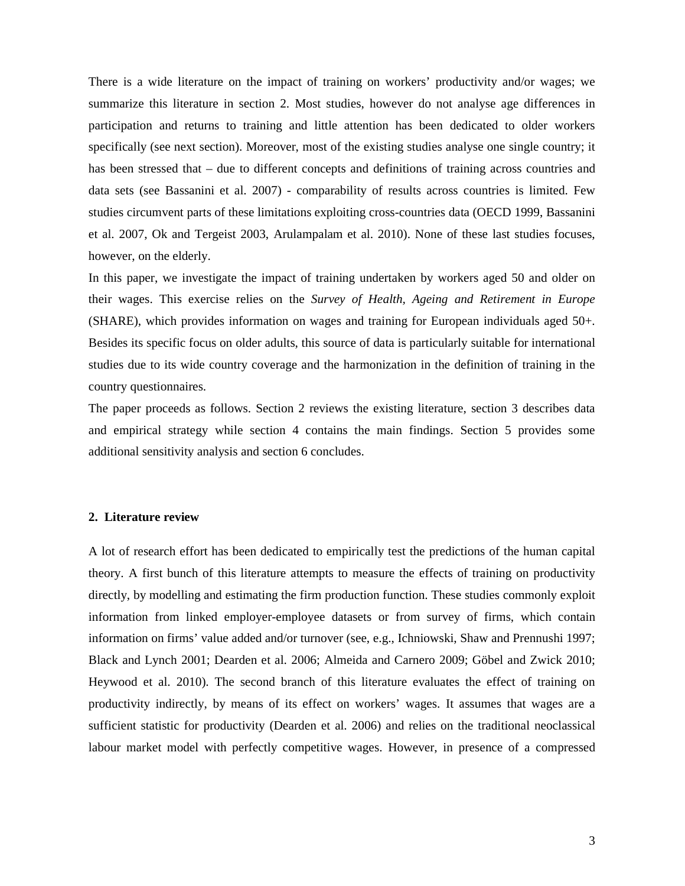There is a wide literature on the impact of training on workers' productivity and/or wages; we summarize this literature in section 2. Most studies, however do not analyse age differences in participation and returns to training and little attention has been dedicated to older workers specifically (see next section). Moreover, most of the existing studies analyse one single country; it has been stressed that – due to different concepts and definitions of training across countries and data sets (see Bassanini et al. 2007) - comparability of results across countries is limited. Few studies circumvent parts of these limitations exploiting cross-countries data (OECD 1999, Bassanini et al. 2007, Ok and Tergeist 2003, Arulampalam et al. 2010). None of these last studies focuses, however, on the elderly.

In this paper, we investigate the impact of training undertaken by workers aged 50 and older on their wages. This exercise relies on the *Survey of Health, Ageing and Retirement in Europe* (SHARE), which provides information on wages and training for European individuals aged 50+. Besides its specific focus on older adults, this source of data is particularly suitable for international studies due to its wide country coverage and the harmonization in the definition of training in the country questionnaires.

The paper proceeds as follows. Section 2 reviews the existing literature, section 3 describes data and empirical strategy while section 4 contains the main findings. Section 5 provides some additional sensitivity analysis and section 6 concludes.

## 2. Literature review

A lot of research effort has been dedicated to empirically test the predictions of the human capital theory. A first bunch of this literature attempts to measure the effects of training on productivity directly, by modelling and estimating the firm production function. These studies commonly exploit information from linked employer-employee datasets or from survey of firms, which contain information on firms' value added and/or turnover (see, e.g., Ichniowski, Shaw and Prennushi 1997; Black and Lynch 2001; Dearden et al. 2006; Almeida and Carnero 2009; Göbel and Zwick 2010; Heywood et al. 2010). The second branch of this literature evaluates the effect of training on productivity indirectly, by means of its effect on workers' wages. It assumes that wages are a sufficient statistic for productivity (Dearden et al. 2006) and relies on the traditional neoclassical labour market model with perfectly competitive wages. However, in presence of a compressed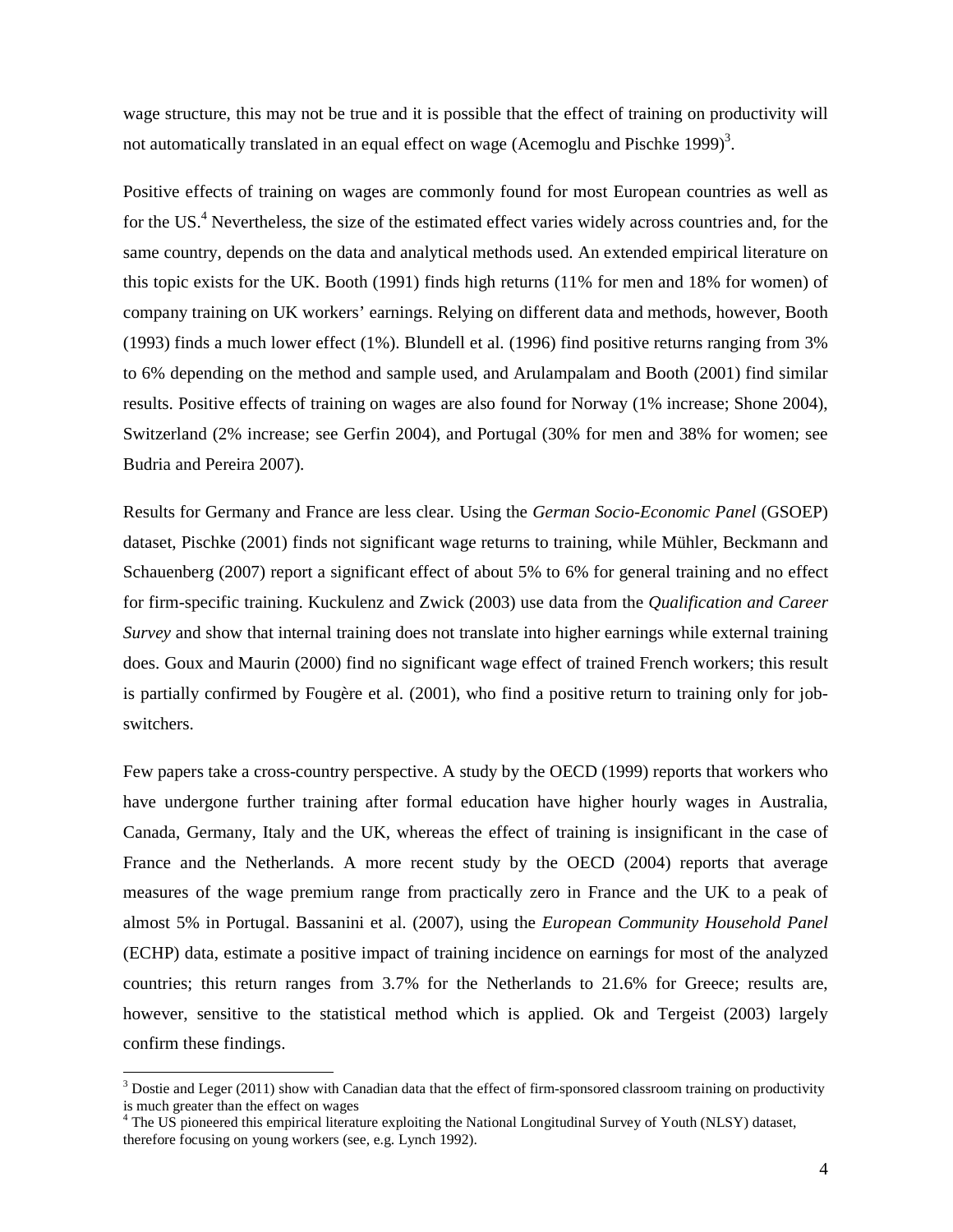wage structure, this may not be true and it is possible that the effect of training on productivity will not automatically translated in an equal effect on wage (Acemoglu and Pischke 1999)[3].

Positive effects of training on wages are commonly found for most European countries as well as for the US.[4] Nevertheless, the size of the estimated effect varies widely across countries and, for the same country, depends on the data and analytical methods used. An extended empirical literature on this topic exists for the UK. Booth (1991) finds high returns (11% for men and 18% for women) of company training on UK workers' earnings. Relying on different data and methods, however, Booth (1993) finds a much lower effect (1%). Blundell et al. (1996) find positive returns ranging from 3% to 6% depending on the method and sample used, and Arulampalam and Booth (2001) find similar results. Positive effects of training on wages are also found for Norway (1% increase; Shone 2004), Switzerland (2% increase; see Gerfin 2004), and Portugal (30% for men and 38% for women; see Budria and Pereira 2007).

Results for Germany and France are less clear. Using the *German Socio-Economic Panel* (GSOEP) dataset, Pischke (2001) finds not significant wage returns to training, while Mühler, Beckmann and Schauenberg (2007) report a significant effect of about 5% to 6% for general training and no effect for firm-specific training. Kuckulenz and Zwick (2003) use data from the *Qualification and Career Survey* and show that internal training does not translate into higher earnings while external training does. Goux and Maurin (2000) find no significant wage effect of trained French workers; this result is partially confirmed by Fougère et al. (2001), who find a positive return to training only for job-switchers.

Few papers take a cross-country perspective. A study by the OECD (1999) reports that workers who have undergone further training after formal education have higher hourly wages in Australia, Canada, Germany, Italy and the UK, whereas the effect of training is insignificant in the case of France and the Netherlands. A more recent study by the OECD (2004) reports that average measures of the wage premium range from practically zero in France and the UK to a peak of almost 5% in Portugal. Bassanini et al. (2007), using the *European Community Household Panel* (ECHP) data, estimate a positive impact of training incidence on earnings for most of the analyzed countries; this return ranges from 3.7% for the Netherlands to 21.6% for Greece; results are, however, sensitive to the statistical method which is applied. Ok and Tergeist (2003) largely confirm these findings.

[3] Dostie and Leger (2011) show with Canadian data that the effect of firm-sponsored classroom training on productivity is much greater than the effect on wages

[4] The US pioneered this empirical literature exploiting the National Longitudinal Survey of Youth (NLSY) dataset, therefore focusing on young workers (see, e.g. Lynch 1992).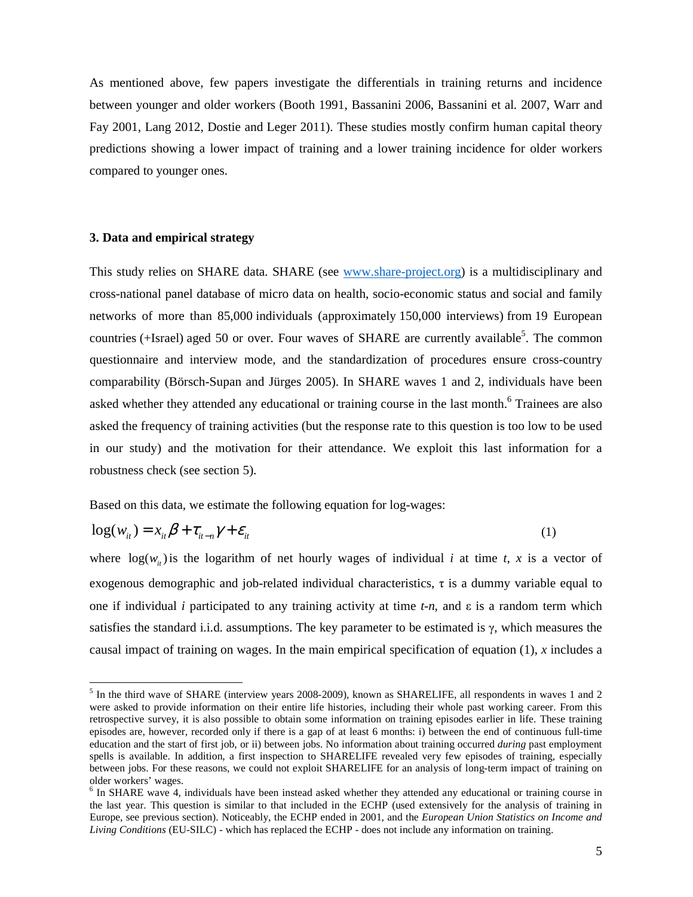As mentioned above, few papers investigate the differentials in training returns and incidence between younger and older workers (Booth 1991, Bassanini 2006, Bassanini et al. 2007, Warr and Fay 2001, Lang 2012, Dostie and Leger 2011). These studies mostly confirm human capital theory predictions showing a lower impact of training and a lower training incidence for older workers compared to younger ones.

### 3. Data and empirical strategy

This study relies on SHARE data. SHARE (see www.share-project.org) is a multidisciplinary and cross-national panel database of micro data on health, socio-economic status and social and family networks of more than 85,000 individuals (approximately 150,000 interviews) from 19 European countries (+Israel) aged 50 or over. Four waves of SHARE are currently available[5]. The common questionnaire and interview mode, and the standardization of procedures ensure cross-country comparability (Börsch-Supan and Jürges 2005). In SHARE waves 1 and 2, individuals have been asked whether they attended any educational or training course in the last month.[6] Trainees are also asked the frequency of training activities (but the response rate to this question is too low to be used in our study) and the motivation for their attendance. We exploit this last information for a robustness check (see section 5).

Based on this data, we estimate the following equation for log-wages:

$$\log(w_{it}) = x_{it}\beta + \tau_{it-n}\gamma + \varepsilon_{it} \tag{1}$$

where $\log(w_{it})$ is the logarithm of net hourly wages of individual *i* at time *t*, *x* is a vector of exogenous demographic and job-related individual characteristics, $\tau$ is a dummy variable equal to one if individual *i* participated to any training activity at time *t-n*, and $\varepsilon$ is a random term which satisfies the standard i.i.d. assumptions. The key parameter to be estimated is $\gamma$, which measures the causal impact of training on wages. In the main empirical specification of equation (1), *x* includes a

[5] In the third wave of SHARE (interview years 2008-2009), known as SHARELIFE, all respondents in waves 1 and 2 were asked to provide information on their entire life histories, including their whole past working career. From this retrospective survey, it is also possible to obtain some information on training episodes earlier in life. These training episodes are, however, recorded only if there is a gap of at least 6 months: i) between the end of continuous full-time education and the start of first job, or ii) between jobs. No information about training occurred *during* past employment spells is available. In addition, a first inspection to SHARELIFE revealed very few episodes of training, especially between jobs. For these reasons, we could not exploit SHARELIFE for an analysis of long-term impact of training on older workers' wages.

[6] In SHARE wave 4, individuals have been instead asked whether they attended any educational or training course in the last year. This question is similar to that included in the ECHP (used extensively for the analysis of training in Europe, see previous section). Noticeably, the ECHP ended in 2001, and the *European Union Statistics on Income and Living Conditions* (EU-SILC) - which has replaced the ECHP - does not include any information on training.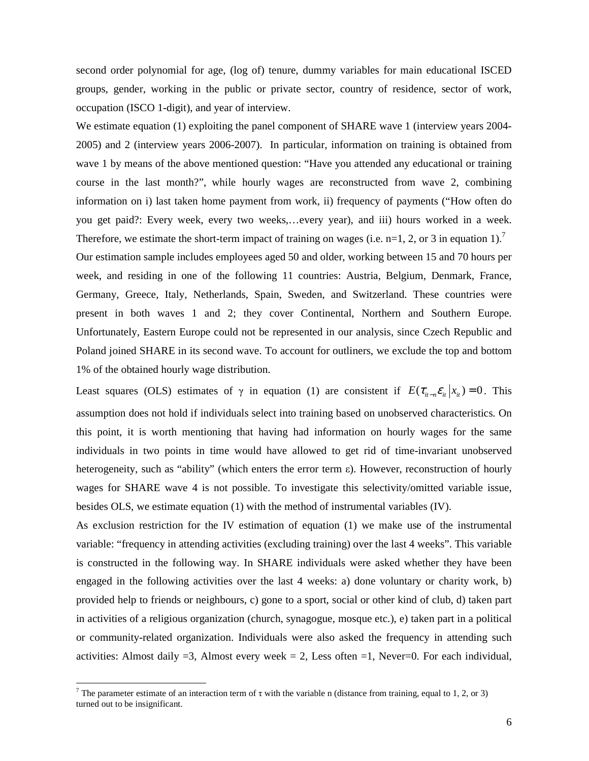second order polynomial for age, (log of) tenure, dummy variables for main educational ISCED groups, gender, working in the public or private sector, country of residence, sector of work, occupation (ISCO 1-digit), and year of interview.

We estimate equation (1) exploiting the panel component of SHARE wave 1 (interview years 2004-2005) and 2 (interview years 2006-2007). In particular, information on training is obtained from wave 1 by means of the above mentioned question: "Have you attended any educational or training course in the last month?", while hourly wages are reconstructed from wave 2, combining information on i) last taken home payment from work, ii) frequency of payments ("How often do you get paid?: Every week, every two weeks,…every year), and iii) hours worked in a week. Therefore, we estimate the short-term impact of training on wages (i.e. n=1, 2, or 3 in equation 1).[7]

Our estimation sample includes employees aged 50 and older, working between 15 and 70 hours per week, and residing in one of the following 11 countries: Austria, Belgium, Denmark, France, Germany, Greece, Italy, Netherlands, Spain, Sweden, and Switzerland. These countries were present in both waves 1 and 2; they cover Continental, Northern and Southern Europe. Unfortunately, Eastern Europe could not be represented in our analysis, since Czech Republic and Poland joined SHARE in its second wave. To account for outliners, we exclude the top and bottom 1% of the obtained hourly wage distribution.

Least squares (OLS) estimates of $\gamma$ in equation (1) are consistent if $E(\tau_{it-n}\varepsilon_{it} | x_{it}) = 0$. This assumption does not hold if individuals select into training based on unobserved characteristics. On this point, it is worth mentioning that having had information on hourly wages for the same individuals in two points in time would have allowed to get rid of time-invariant unobserved heterogeneity, such as "ability" (which enters the error term $\varepsilon$). However, reconstruction of hourly wages for SHARE wave 4 is not possible. To investigate this selectivity/omitted variable issue, besides OLS, we estimate equation (1) with the method of instrumental variables (IV).

As exclusion restriction for the IV estimation of equation (1) we make use of the instrumental variable: "frequency in attending activities (excluding training) over the last 4 weeks". This variable is constructed in the following way. In SHARE individuals were asked whether they have been engaged in the following activities over the last 4 weeks: a) done voluntary or charity work, b) provided help to friends or neighbours, c) gone to a sport, social or other kind of club, d) taken part in activities of a religious organization (church, synagogue, mosque etc.), e) taken part in a political or community-related organization. Individuals were also asked the frequency in attending such activities: Almost daily =3, Almost every week = 2, Less often =1, Never=0. For each individual,

[7] The parameter estimate of an interaction term of $\tau$ with the variable n (distance from training, equal to 1, 2, or 3) turned out to be insignificant.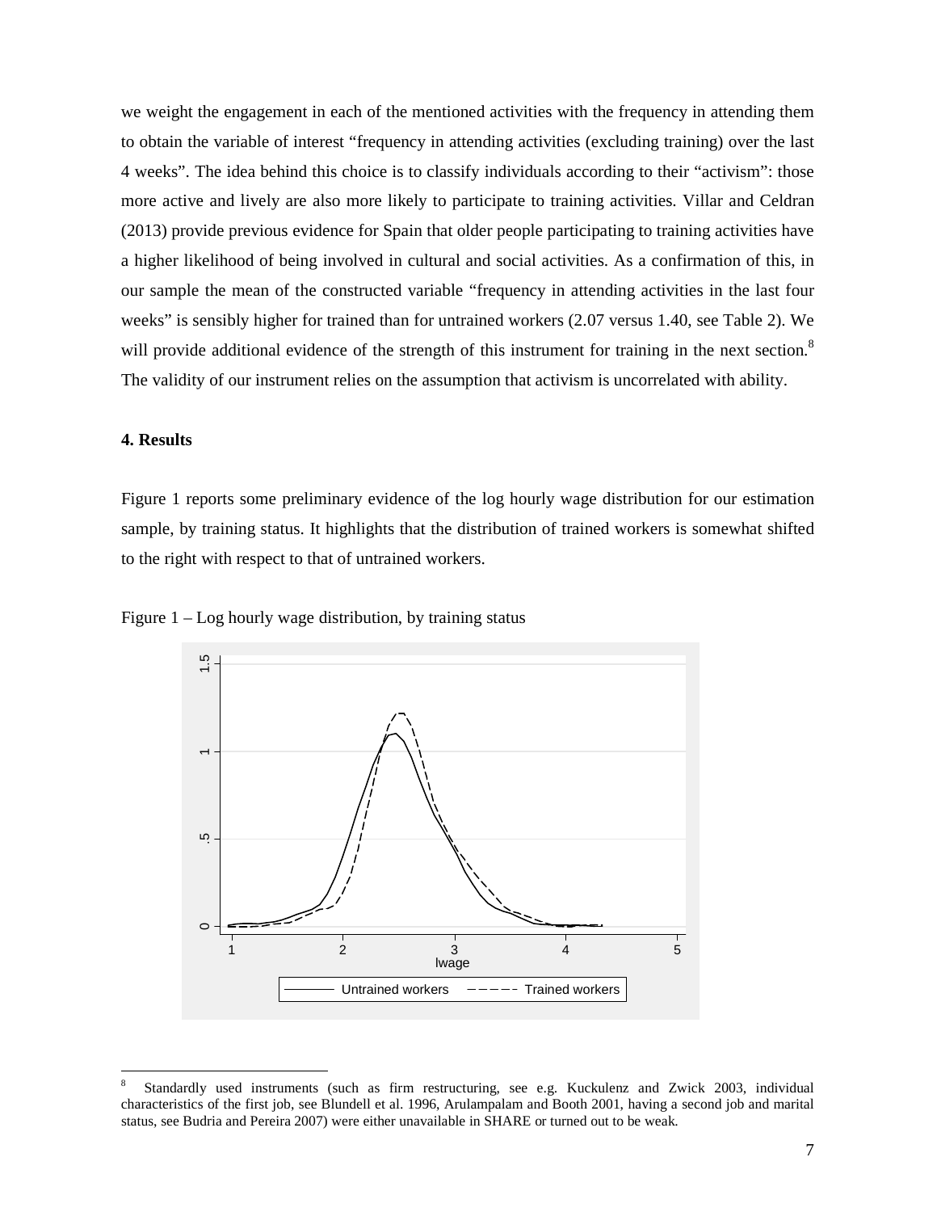we weight the engagement in each of the mentioned activities with the frequency in attending them to obtain the variable of interest "frequency in attending activities (excluding training) over the last 4 weeks". The idea behind this choice is to classify individuals according to their "activism": those more active and lively are also more likely to participate to training activities. Villar and Celdran (2013) provide previous evidence for Spain that older people participating to training activities have a higher likelihood of being involved in cultural and social activities. As a confirmation of this, in our sample the mean of the constructed variable "frequency in attending activities in the last four weeks" is sensibly higher for trained than for untrained workers (2.07 versus 1.40, see Table 2). We will provide additional evidence of the strength of this instrument for training in the next section.[8] The validity of our instrument relies on the assumption that activism is uncorrelated with ability.

## 4. Results

Figure 1 reports some preliminary evidence of the log hourly wage distribution for our estimation sample, by training status. It highlights that the distribution of trained workers is somewhat shifted to the right with respect to that of untrained workers.

Figure 1 – Log hourly wage distribution, by training status

[8] Standardly used instruments (such as firm restructuring, see e.g. Kuckulenz and Zwick 2003, individual characteristics of the first job, see Blundell et al. 1996, Arulampalam and Booth 2001, having a second job and marital status, see Budria and Pereira 2007) were either unavailable in SHARE or turned out to be weak.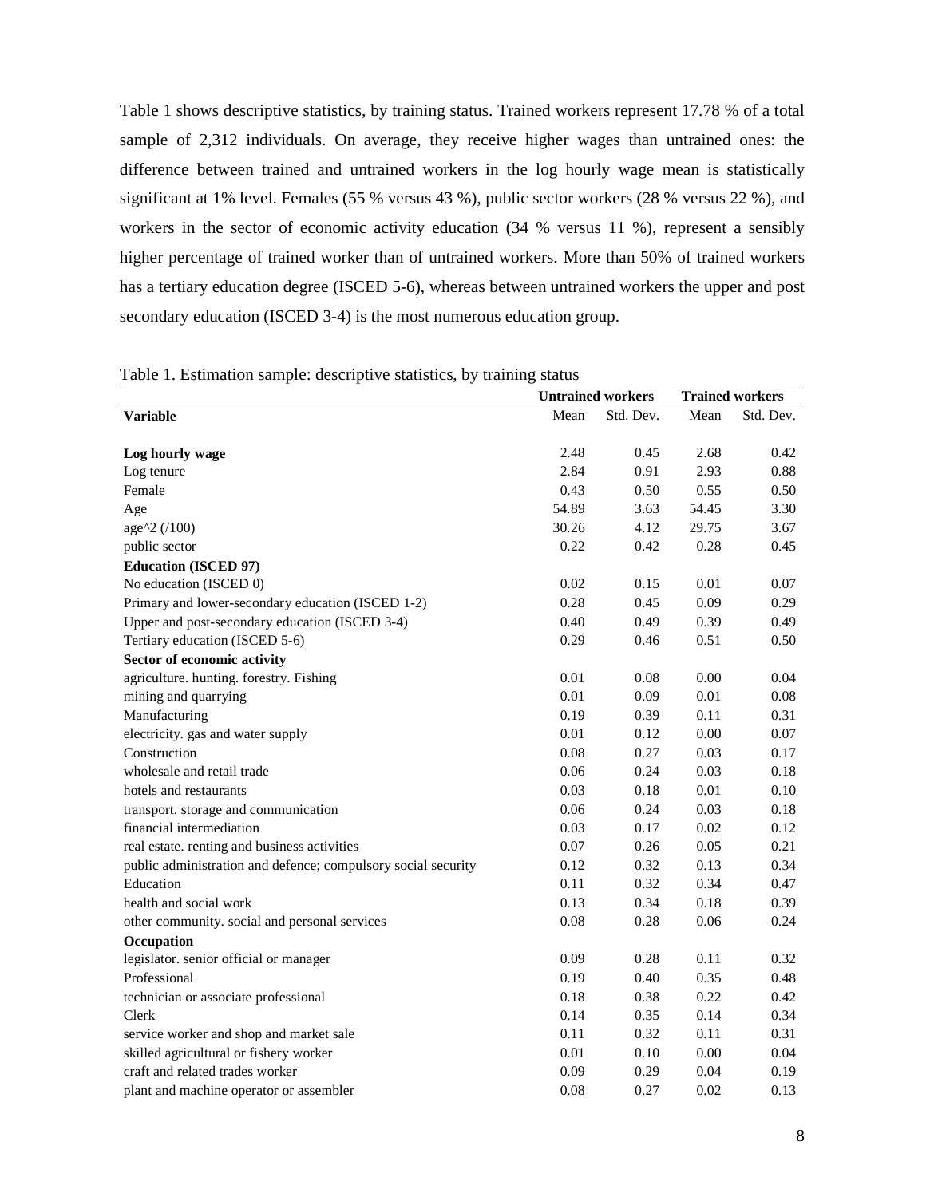Table 1 shows descriptive statistics, by training status. Trained workers represent 17.78 % of a total sample of 2,312 individuals. On average, they receive higher wages than untrained ones: the difference between trained and untrained workers in the log hourly wage mean is statistically significant at 1% level. Females (55 % versus 43 %), public sector workers (28 % versus 22 %), and workers in the sector of economic activity education (34 % versus 11 %), represent a sensibly higher percentage of trained worker than of untrained workers. More than 50% of trained workers has a tertiary education degree (ISCED 5-6), whereas between untrained workers the upper and post secondary education (ISCED 3-4) is the most numerous education group.

Table 1. Estimation sample: descriptive statistics, by training status

| | **Untrained workers** | | **Trained workers** | |
|---|---|---|---|---|
| **Variable** | Mean | Std. Dev. | Mean | Std. Dev. |
| **Log hourly wage** | 2.48 | 0.45 | 2.68 | 0.42 |
| Log tenure | 2.84 | 0.91 | 2.93 | 0.88 |
| Female | 0.43 | 0.50 | 0.55 | 0.50 |
| Age | 54.89 | 3.63 | 54.45 | 3.30 |
| age^2 (/100) | 30.26 | 4.12 | 29.75 | 3.67 |
| public sector | 0.22 | 0.42 | 0.28 | 0.45 |
| **Education (ISCED 97)** | | | | |
| No education (ISCED 0) | 0.02 | 0.15 | 0.01 | 0.07 |
| Primary and lower-secondary education (ISCED 1-2) | 0.28 | 0.45 | 0.09 | 0.29 |
| Upper and post-secondary education (ISCED 3-4) | 0.40 | 0.49 | 0.39 | 0.49 |
| Tertiary education (ISCED 5-6) | 0.29 | 0.46 | 0.51 | 0.50 |
| **Sector of economic activity** | | | | |
| agriculture. hunting. forestry. Fishing | 0.01 | 0.08 | 0.00 | 0.04 |
| mining and quarrying | 0.01 | 0.09 | 0.01 | 0.08 |
| Manufacturing | 0.19 | 0.39 | 0.11 | 0.31 |
| electricity. gas and water supply | 0.01 | 0.12 | 0.00 | 0.07 |
| Construction | 0.08 | 0.27 | 0.03 | 0.17 |
| wholesale and retail trade | 0.06 | 0.24 | 0.03 | 0.18 |
| hotels and restaurants | 0.03 | 0.18 | 0.01 | 0.10 |
| transport. storage and communication | 0.06 | 0.24 | 0.03 | 0.18 |
| financial intermediation | 0.03 | 0.17 | 0.02 | 0.12 |
| real estate. renting and business activities | 0.07 | 0.26 | 0.05 | 0.21 |
| public administration and defence; compulsory social security | 0.12 | 0.32 | 0.13 | 0.34 |
| Education | 0.11 | 0.32 | 0.34 | 0.47 |
| health and social work | 0.13 | 0.34 | 0.18 | 0.39 |
| other community. social and personal services | 0.08 | 0.28 | 0.06 | 0.24 |
| **Occupation** | | | | |
| legislator. senior official or manager | 0.09 | 0.28 | 0.11 | 0.32 |
| Professional | 0.19 | 0.40 | 0.35 | 0.48 |
| technician or associate professional | 0.18 | 0.38 | 0.22 | 0.42 |
| Clerk | 0.14 | 0.35 | 0.14 | 0.34 |
| service worker and shop and market sale | 0.11 | 0.32 | 0.11 | 0.31 |
| skilled agricultural or fishery worker | 0.01 | 0.10 | 0.00 | 0.04 |
| craft and related trades worker | 0.09 | 0.29 | 0.04 | 0.19 |
| plant and machine operator or assembler | 0.08 | 0.27 | 0.02 | 0.13 |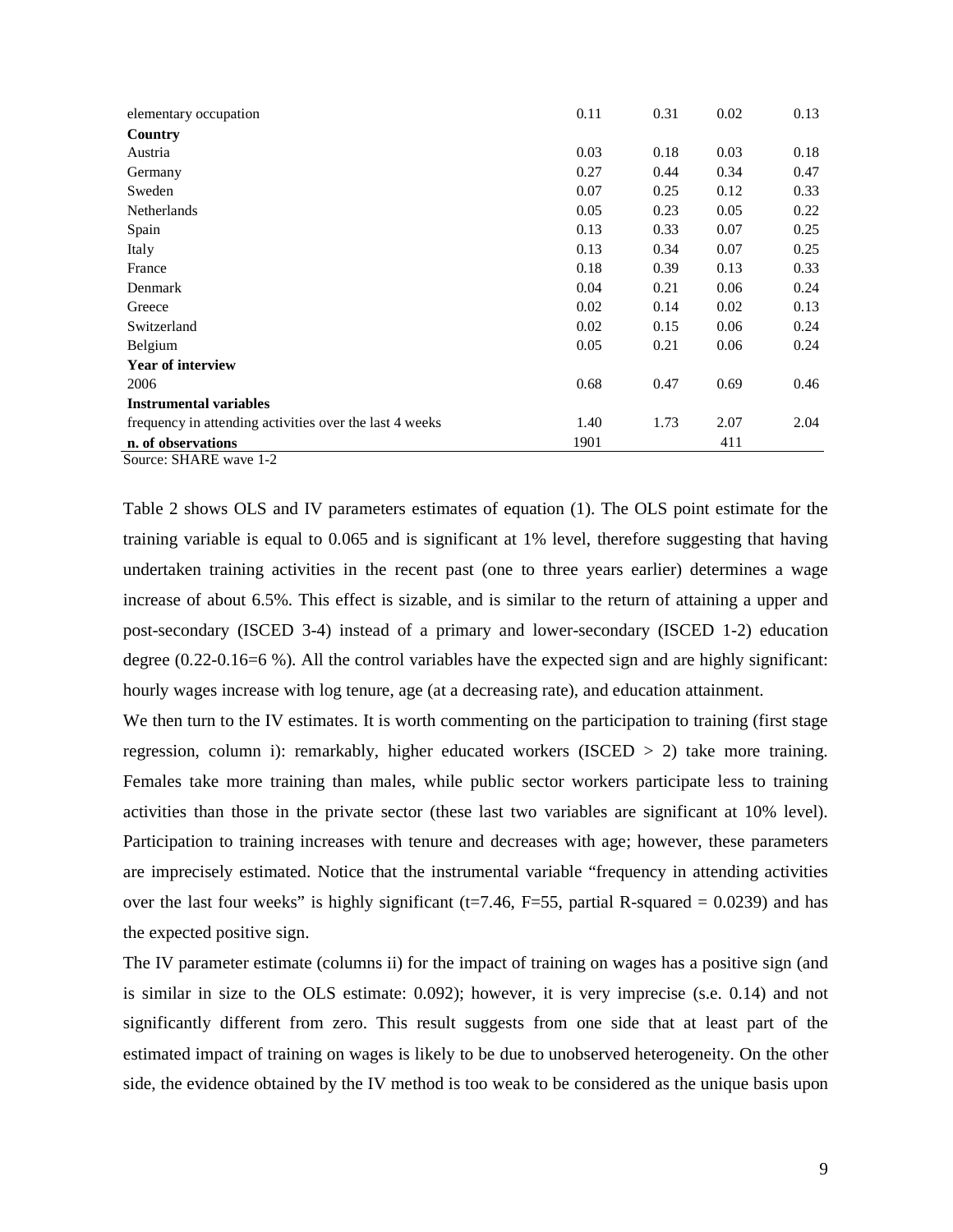| | | | | |
|---|---|---|---|---|
| elementary occupation | 0.11 | 0.31 | 0.02 | 0.13 |
| **Country** | | | | |
| Austria | 0.03 | 0.18 | 0.03 | 0.18 |
| Germany | 0.27 | 0.44 | 0.34 | 0.47 |
| Sweden | 0.07 | 0.25 | 0.12 | 0.33 |
| Netherlands | 0.05 | 0.23 | 0.05 | 0.22 |
| Spain | 0.13 | 0.33 | 0.07 | 0.25 |
| Italy | 0.13 | 0.34 | 0.07 | 0.25 |
| France | 0.18 | 0.39 | 0.13 | 0.33 |
| Denmark | 0.04 | 0.21 | 0.06 | 0.24 |
| Greece | 0.02 | 0.14 | 0.02 | 0.13 |
| Switzerland | 0.02 | 0.15 | 0.06 | 0.24 |
| Belgium | 0.05 | 0.21 | 0.06 | 0.24 |
| **Year of interview** | | | | |
| 2006 | 0.68 | 0.47 | 0.69 | 0.46 |
| **Instrumental variables** | | | | |
| frequency in attending activities over the last 4 weeks | 1.40 | 1.73 | 2.07 | 2.04 |
| **n. of observations** | 1901 | | 411 | |

Source: SHARE wave 1-2

Table 2 shows OLS and IV parameters estimates of equation (1). The OLS point estimate for the training variable is equal to 0.065 and is significant at 1% level, therefore suggesting that having undertaken training activities in the recent past (one to three years earlier) determines a wage increase of about 6.5%. This effect is sizable, and is similar to the return of attaining a upper and post-secondary (ISCED 3-4) instead of a primary and lower-secondary (ISCED 1-2) education degree (0.22-0.16=6 %). All the control variables have the expected sign and are highly significant: hourly wages increase with log tenure, age (at a decreasing rate), and education attainment.

We then turn to the IV estimates. It is worth commenting on the participation to training (first stage regression, column i): remarkably, higher educated workers (ISCED > 2) take more training. Females take more training than males, while public sector workers participate less to training activities than those in the private sector (these last two variables are significant at 10% level). Participation to training increases with tenure and decreases with age; however, these parameters are imprecisely estimated. Notice that the instrumental variable "frequency in attending activities over the last four weeks" is highly significant (t=7.46, F=55, partial R-squared = 0.0239) and has the expected positive sign.

The IV parameter estimate (columns ii) for the impact of training on wages has a positive sign (and is similar in size to the OLS estimate: 0.092); however, it is very imprecise (s.e. 0.14) and not significantly different from zero. This result suggests from one side that at least part of the estimated impact of training on wages is likely to be due to unobserved heterogeneity. On the other side, the evidence obtained by the IV method is too weak to be considered as the unique basis upon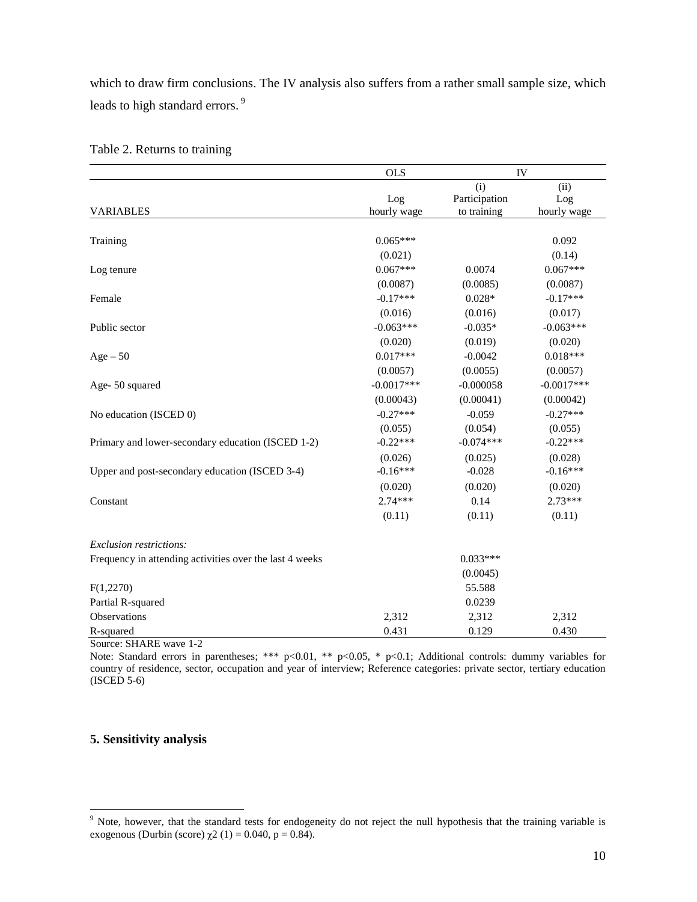which to draw firm conclusions. The IV analysis also suffers from a rather small sample size, which leads to high standard errors.[9]

Table 2. Returns to training

| | OLS | IV | |
|---|---|---|---|
| | | (i) | (ii) |
| VARIABLES | Log hourly wage | Participation to training | Log hourly wage |
| Training | 0.065*** | | 0.092 |
| | (0.021) | | (0.14) |
| Log tenure | 0.067*** | 0.0074 | 0.067*** |
| | (0.0087) | (0.0085) | (0.0087) |
| Female | -0.17*** | 0.028* | -0.17*** |
| | (0.016) | (0.016) | (0.017) |
| Public sector | -0.063*** | -0.035* | -0.063*** |
| | (0.020) | (0.019) | (0.020) |
| Age – 50 | 0.017*** | -0.0042 | 0.018*** |
| | (0.0057) | (0.0055) | (0.0057) |
| Age- 50 squared | -0.0017*** | -0.000058 | -0.0017*** |
| | (0.00043) | (0.00041) | (0.00042) |
| No education (ISCED 0) | -0.27*** | -0.059 | -0.27*** |
| | (0.055) | (0.054) | (0.055) |
| Primary and lower-secondary education (ISCED 1-2) | -0.22*** | -0.074*** | -0.22*** |
| | (0.026) | (0.025) | (0.028) |
| Upper and post-secondary education (ISCED 3-4) | -0.16*** | -0.028 | -0.16*** |
| | (0.020) | (0.020) | (0.020) |
| Constant | 2.74*** | 0.14 | 2.73*** |
| | (0.11) | (0.11) | (0.11) |
| *Exclusion restrictions:* | | | |
| Frequency in attending activities over the last 4 weeks | | 0.033*** | |
| | | (0.0045) | |
| F(1,2270) | | 55.588 | |
| Partial R-squared | | 0.0239 | |
| Observations | 2,312 | 2,312 | 2,312 |
| R-squared | 0.431 | 0.129 | 0.430 |

Source: SHARE wave 1-2

Note: Standard errors in parentheses; *** p<0.01, ** p<0.05, * p<0.1; Additional controls: dummy variables for country of residence, sector, occupation and year of interview; Reference categories: private sector, tertiary education (ISCED 5-6)

## 5. Sensitivity analysis

[9] Note, however, that the standard tests for endogeneity do not reject the null hypothesis that the training variable is exogenous (Durbin (score) $\chi 2$ (1) = 0.040, p = 0.84).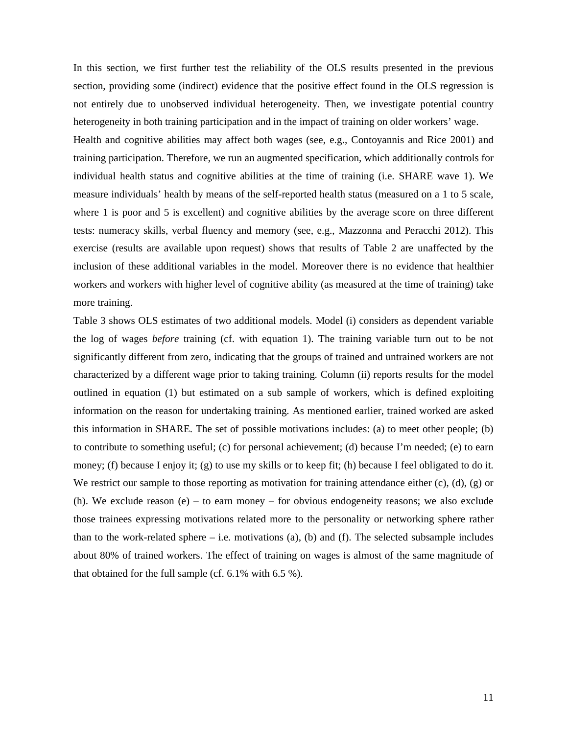In this section, we first further test the reliability of the OLS results presented in the previous section, providing some (indirect) evidence that the positive effect found in the OLS regression is not entirely due to unobserved individual heterogeneity. Then, we investigate potential country heterogeneity in both training participation and in the impact of training on older workers' wage.

Health and cognitive abilities may affect both wages (see, e.g., Contoyannis and Rice 2001) and training participation. Therefore, we run an augmented specification, which additionally controls for individual health status and cognitive abilities at the time of training (i.e. SHARE wave 1). We measure individuals' health by means of the self-reported health status (measured on a 1 to 5 scale, where 1 is poor and 5 is excellent) and cognitive abilities by the average score on three different tests: numeracy skills, verbal fluency and memory (see, e.g., Mazzonna and Peracchi 2012). This exercise (results are available upon request) shows that results of Table 2 are unaffected by the inclusion of these additional variables in the model. Moreover there is no evidence that healthier workers and workers with higher level of cognitive ability (as measured at the time of training) take more training.

Table 3 shows OLS estimates of two additional models. Model (i) considers as dependent variable the log of wages *before* training (cf. with equation 1). The training variable turn out to be not significantly different from zero, indicating that the groups of trained and untrained workers are not characterized by a different wage prior to taking training. Column (ii) reports results for the model outlined in equation (1) but estimated on a sub sample of workers, which is defined exploiting information on the reason for undertaking training. As mentioned earlier, trained worked are asked this information in SHARE. The set of possible motivations includes: (a) to meet other people; (b) to contribute to something useful; (c) for personal achievement; (d) because I'm needed; (e) to earn money; (f) because I enjoy it; (g) to use my skills or to keep fit; (h) because I feel obligated to do it. We restrict our sample to those reporting as motivation for training attendance either (c), (d), (g) or (h). We exclude reason (e) – to earn money – for obvious endogeneity reasons; we also exclude those trainees expressing motivations related more to the personality or networking sphere rather than to the work-related sphere – i.e. motivations (a), (b) and (f). The selected subsample includes about 80% of trained workers. The effect of training on wages is almost of the same magnitude of that obtained for the full sample (cf. 6.1% with 6.5 %).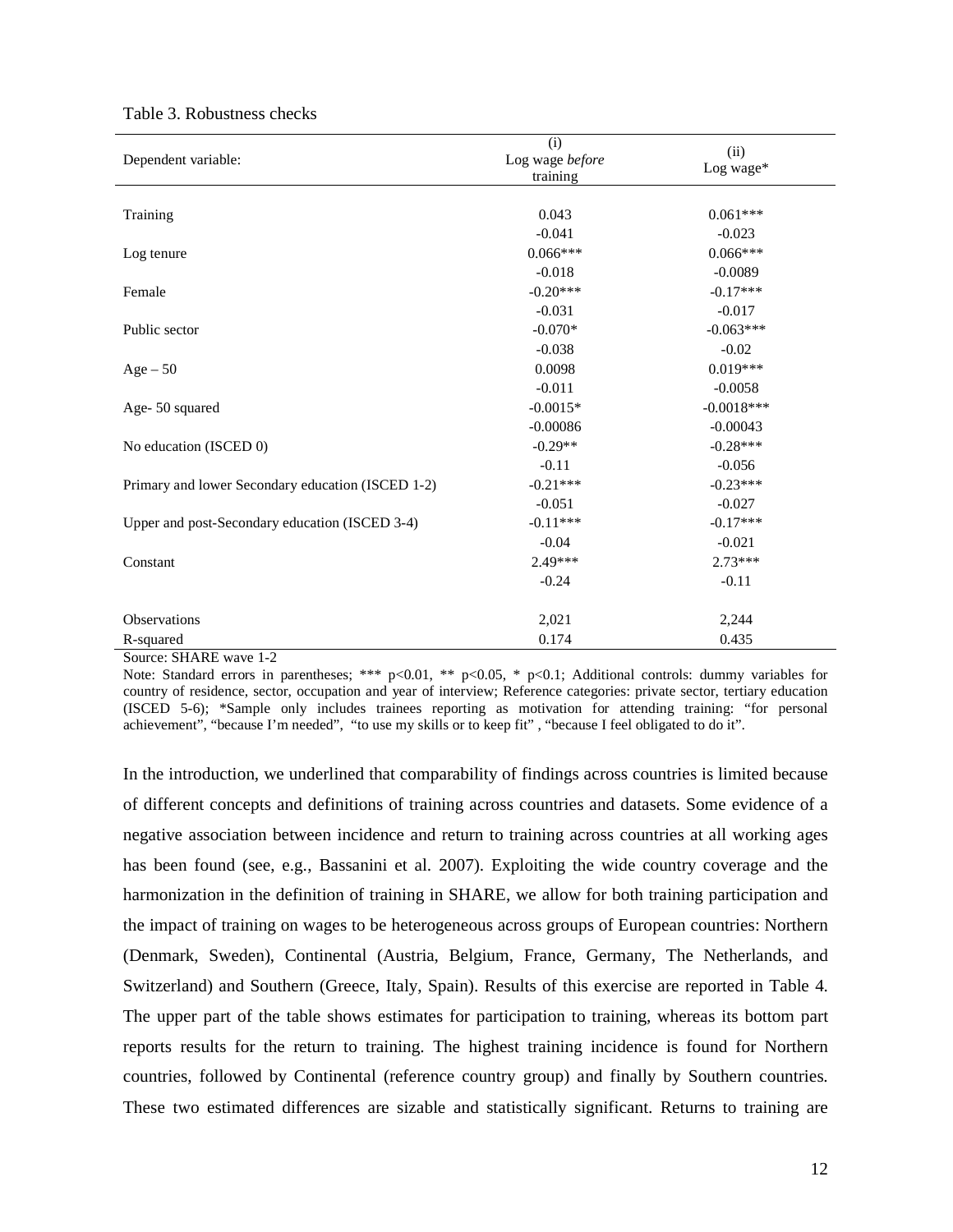Table 3. Robustness checks

| Dependent variable: | (i)<br>Log wage *before* training | (ii)<br>Log wage* |
|---|---|---|
| Training | 0.043 | 0.061*** |
| | -0.041 | -0.023 |
| Log tenure | 0.066*** | 0.066*** |
| | -0.018 | -0.0089 |
| Female | -0.20*** | -0.17*** |
| | -0.031 | -0.017 |
| Public sector | -0.070* | -0.063*** |
| | -0.038 | -0.02 |
| Age – 50 | 0.0098 | 0.019*** |
| | -0.011 | -0.0058 |
| Age- 50 squared | -0.0015* | -0.0018*** |
| | -0.00086 | -0.00043 |
| No education (ISCED 0) | -0.29** | -0.28*** |
| | -0.11 | -0.056 |
| Primary and lower Secondary education (ISCED 1-2) | -0.21*** | -0.23*** |
| | -0.051 | -0.027 |
| Upper and post-Secondary education (ISCED 3-4) | -0.11*** | -0.17*** |
| | -0.04 | -0.021 |
| Constant | 2.49*** | 2.73*** |
| | -0.24 | -0.11 |
| Observations | 2,021 | 2,244 |
| R-squared | 0.174 | 0.435 |

Source: SHARE wave 1-2

Note: Standard errors in parentheses; *** p<0.01, ** p<0.05, * p<0.1; Additional controls: dummy variables for country of residence, sector, occupation and year of interview; Reference categories: private sector, tertiary education (ISCED 5-6); *Sample only includes trainees reporting as motivation for attending training: "for personal achievement", "because I'm needed", "to use my skills or to keep fit" , "because I feel obligated to do it".

In the introduction, we underlined that comparability of findings across countries is limited because of different concepts and definitions of training across countries and datasets. Some evidence of a negative association between incidence and return to training across countries at all working ages has been found (see, e.g., Bassanini et al. 2007). Exploiting the wide country coverage and the harmonization in the definition of training in SHARE, we allow for both training participation and the impact of training on wages to be heterogeneous across groups of European countries: Northern (Denmark, Sweden), Continental (Austria, Belgium, France, Germany, The Netherlands, and Switzerland) and Southern (Greece, Italy, Spain). Results of this exercise are reported in Table 4. The upper part of the table shows estimates for participation to training, whereas its bottom part reports results for the return to training. The highest training incidence is found for Northern countries, followed by Continental (reference country group) and finally by Southern countries. These two estimated differences are sizable and statistically significant. Returns to training are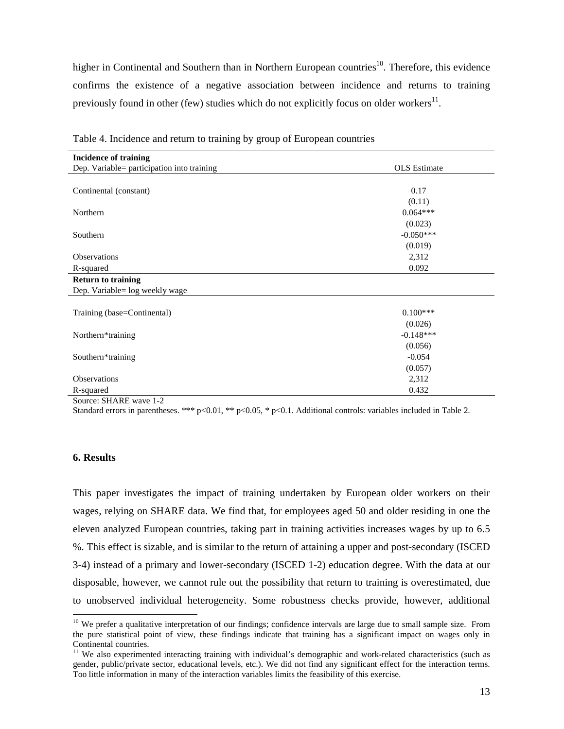higher in Continental and Southern than in Northern European countries[10]. Therefore, this evidence confirms the existence of a negative association between incidence and returns to training previously found in other (few) studies which do not explicitly focus on older workers[11].

Table 4. Incidence and return to training by group of European countries

| **Incidence of training** | |
|---|---|
| Dep. Variable= participation into training | OLS Estimate |
| | |
| Continental (constant) | 0.17 |
| | (0.11) |
| Northern | 0.064*** |
| | (0.023) |
| Southern | -0.050*** |
| | (0.019) |
| Observations | 2,312 |
| R-squared | 0.092 |
| **Return to training** | |
| Dep. Variable= log weekly wage | |
| | |
| Training (base=Continental) | 0.100*** |
| | (0.026) |
| Northern*training | -0.148*** |
| | (0.056) |
| Southern*training | -0.054 |
| | (0.057) |
| Observations | 2,312 |
| R-squared | 0.432 |

Source: SHARE wave 1-2

Standard errors in parentheses. *** p<0.01, ** p<0.05, * p<0.1. Additional controls: variables included in Table 2.

### 6. Results

This paper investigates the impact of training undertaken by European older workers on their wages, relying on SHARE data. We find that, for employees aged 50 and older residing in one the eleven analyzed European countries, taking part in training activities increases wages by up to 6.5 %. This effect is sizable, and is similar to the return of attaining a upper and post-secondary (ISCED 3-4) instead of a primary and lower-secondary (ISCED 1-2) education degree. With the data at our disposable, however, we cannot rule out the possibility that return to training is overestimated, due to unobserved individual heterogeneity. Some robustness checks provide, however, additional

[10] We prefer a qualitative interpretation of our findings; confidence intervals are large due to small sample size. From the pure statistical point of view, these findings indicate that training has a significant impact on wages only in Continental countries.

[11] We also experimented interacting training with individual's demographic and work-related characteristics (such as gender, public/private sector, educational levels, etc.). We did not find any significant effect for the interaction terms. Too little information in many of the interaction variables limits the feasibility of this exercise.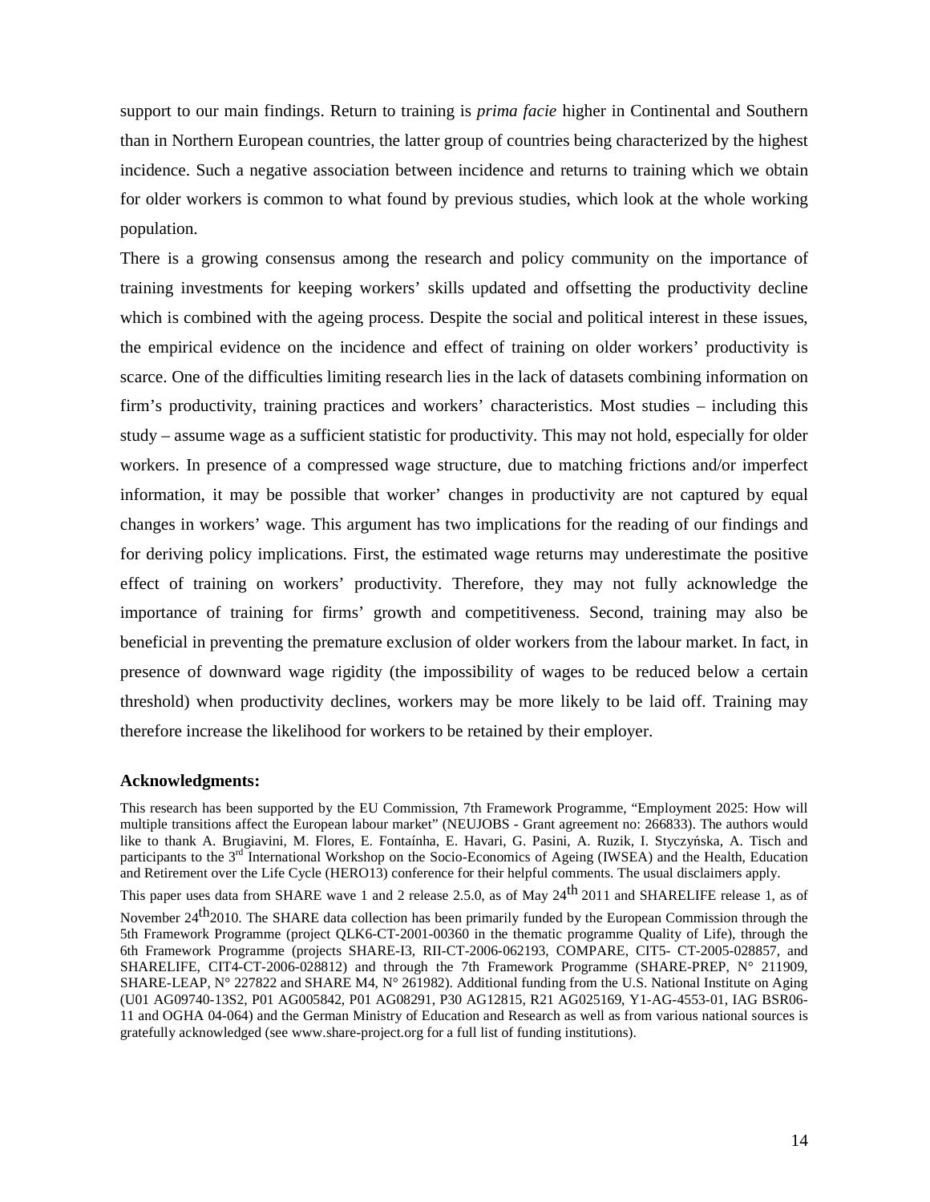support to our main findings. Return to training is *prima facie* higher in Continental and Southern than in Northern European countries, the latter group of countries being characterized by the highest incidence. Such a negative association between incidence and returns to training which we obtain for older workers is common to what found by previous studies, which look at the whole working population.

There is a growing consensus among the research and policy community on the importance of training investments for keeping workers' skills updated and offsetting the productivity decline which is combined with the ageing process. Despite the social and political interest in these issues, the empirical evidence on the incidence and effect of training on older workers' productivity is scarce. One of the difficulties limiting research lies in the lack of datasets combining information on firm's productivity, training practices and workers' characteristics. Most studies – including this study – assume wage as a sufficient statistic for productivity. This may not hold, especially for older workers. In presence of a compressed wage structure, due to matching frictions and/or imperfect information, it may be possible that worker' changes in productivity are not captured by equal changes in workers' wage. This argument has two implications for the reading of our findings and for deriving policy implications. First, the estimated wage returns may underestimate the positive effect of training on workers' productivity. Therefore, they may not fully acknowledge the importance of training for firms' growth and competitiveness. Second, training may also be beneficial in preventing the premature exclusion of older workers from the labour market. In fact, in presence of downward wage rigidity (the impossibility of wages to be reduced below a certain threshold) when productivity declines, workers may be more likely to be laid off. Training may therefore increase the likelihood for workers to be retained by their employer.

**Acknowledgments:**

This research has been supported by the EU Commission, 7th Framework Programme, "Employment 2025: How will multiple transitions affect the European labour market" (NEUJOBS - Grant agreement no: 266833). The authors would like to thank A. Brugiavini, M. Flores, E. Fontaínha, E. Havari, G. Pasini, A. Ruzik, I. Styczyńska, A. Tisch and participants to the 3rd International Workshop on the Socio-Economics of Ageing (IWSEA) and the Health, Education and Retirement over the Life Cycle (HERO13) conference for their helpful comments. The usual disclaimers apply.

This paper uses data from SHARE wave 1 and 2 release 2.5.0, as of May 24th 2011 and SHARELIFE release 1, as of November 24th2010. The SHARE data collection has been primarily funded by the European Commission through the 5th Framework Programme (project QLK6-CT-2001-00360 in the thematic programme Quality of Life), through the 6th Framework Programme (projects SHARE-I3, RII-CT-2006-062193, COMPARE, CIT5- CT-2005-028857, and SHARELIFE, CIT4-CT-2006-028812) and through the 7th Framework Programme (SHARE-PREP, N° 211909, SHARE-LEAP, N° 227822 and SHARE M4, N° 261982). Additional funding from the U.S. National Institute on Aging (U01 AG09740-13S2, P01 AG005842, P01 AG08291, P30 AG12815, R21 AG025169, Y1-AG-4553-01, IAG BSR06-11 and OGHA 04-064) and the German Ministry of Education and Research as well as from various national sources is gratefully acknowledged (see www.share-project.org for a full list of funding institutions).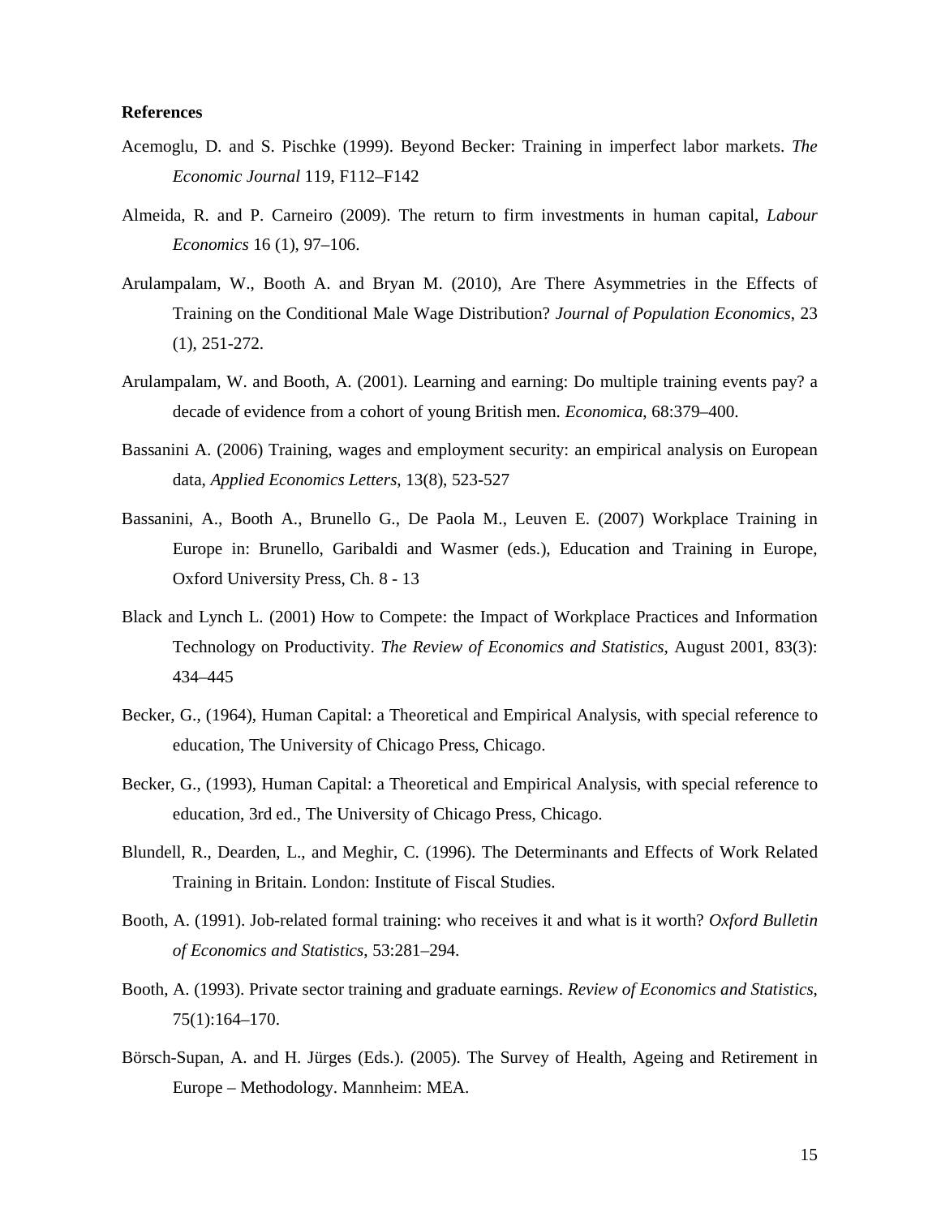**References**

Acemoglu, D. and S. Pischke (1999). Beyond Becker: Training in imperfect labor markets. *The Economic Journal* 119, F112–F142

Almeida, R. and P. Carneiro (2009). The return to firm investments in human capital, *Labour Economics* 16 (1), 97–106.

Arulampalam, W., Booth A. and Bryan M. (2010), Are There Asymmetries in the Effects of Training on the Conditional Male Wage Distribution? *Journal of Population Economics*, 23 (1), 251-272.

Arulampalam, W. and Booth, A. (2001). Learning and earning: Do multiple training events pay? a decade of evidence from a cohort of young British men. *Economica*, 68:379–400.

Bassanini A. (2006) Training, wages and employment security: an empirical analysis on European data, *Applied Economics Letters*, 13(8), 523-527

Bassanini, A., Booth A., Brunello G., De Paola M., Leuven E. (2007) Workplace Training in Europe in: Brunello, Garibaldi and Wasmer (eds.), Education and Training in Europe, Oxford University Press, Ch. 8 - 13

Black and Lynch L. (2001) How to Compete: the Impact of Workplace Practices and Information Technology on Productivity. *The Review of Economics and Statistics*, August 2001, 83(3): 434–445

Becker, G., (1964), Human Capital: a Theoretical and Empirical Analysis, with special reference to education, The University of Chicago Press, Chicago.

Becker, G., (1993), Human Capital: a Theoretical and Empirical Analysis, with special reference to education, 3rd ed., The University of Chicago Press, Chicago.

Blundell, R., Dearden, L., and Meghir, C. (1996). The Determinants and Effects of Work Related Training in Britain. London: Institute of Fiscal Studies.

Booth, A. (1991). Job-related formal training: who receives it and what is it worth? *Oxford Bulletin of Economics and Statistics*, 53:281–294.

Booth, A. (1993). Private sector training and graduate earnings. *Review of Economics and Statistics*, 75(1):164–170.

Börsch-Supan, A. and H. Jürges (Eds.). (2005). The Survey of Health, Ageing and Retirement in Europe – Methodology. Mannheim: MEA.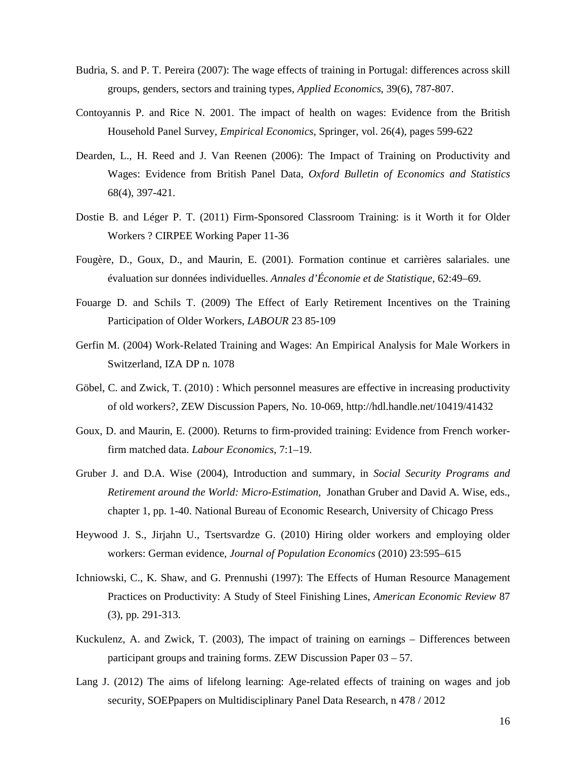Budria, S. and P. T. Pereira (2007): The wage effects of training in Portugal: differences across skill groups, genders, sectors and training types, *Applied Economics*, 39(6), 787-807.

Contoyannis P. and Rice N. 2001. The impact of health on wages: Evidence from the British Household Panel Survey, *Empirical Economics*, Springer, vol. 26(4), pages 599-622

Dearden, L., H. Reed and J. Van Reenen (2006): The Impact of Training on Productivity and Wages: Evidence from British Panel Data, *Oxford Bulletin of Economics and Statistics* 68(4), 397-421.

Dostie B. and Léger P. T. (2011) Firm-Sponsored Classroom Training: is it Worth it for Older Workers ? CIRPEE Working Paper 11-36

Fougère, D., Goux, D., and Maurin, E. (2001). Formation continue et carrières salariales. une évaluation sur données individuelles. *Annales d'Économie et de Statistique*, 62:49–69.

Fouarge D. and Schils T. (2009) The Effect of Early Retirement Incentives on the Training Participation of Older Workers, *LABOUR* 23 85-109

Gerfin M. (2004) Work-Related Training and Wages: An Empirical Analysis for Male Workers in Switzerland, IZA DP n. 1078

Göbel, C. and Zwick, T. (2010) : Which personnel measures are effective in increasing productivity of old workers?, ZEW Discussion Papers, No. 10-069, http://hdl.handle.net/10419/41432

Goux, D. and Maurin, E. (2000). Returns to firm-provided training: Evidence from French worker-firm matched data. *Labour Economics*, 7:1–19.

Gruber J. and D.A. Wise (2004), Introduction and summary, in *Social Security Programs and Retirement around the World: Micro-Estimation*, Jonathan Gruber and David A. Wise, eds., chapter 1, pp. 1-40. National Bureau of Economic Research, University of Chicago Press

Heywood J. S., Jirjahn U., Tsertsvardze G. (2010) Hiring older workers and employing older workers: German evidence, *Journal of Population Economics* (2010) 23:595–615

Ichniowski, C., K. Shaw, and G. Prennushi (1997): The Effects of Human Resource Management Practices on Productivity: A Study of Steel Finishing Lines, *American Economic Review* 87 (3), pp. 291-313.

Kuckulenz, A. and Zwick, T. (2003), The impact of training on earnings – Differences between participant groups and training forms. ZEW Discussion Paper 03 – 57.

Lang J. (2012) The aims of lifelong learning: Age-related effects of training on wages and job security, SOEPpapers on Multidisciplinary Panel Data Research, n 478 / 2012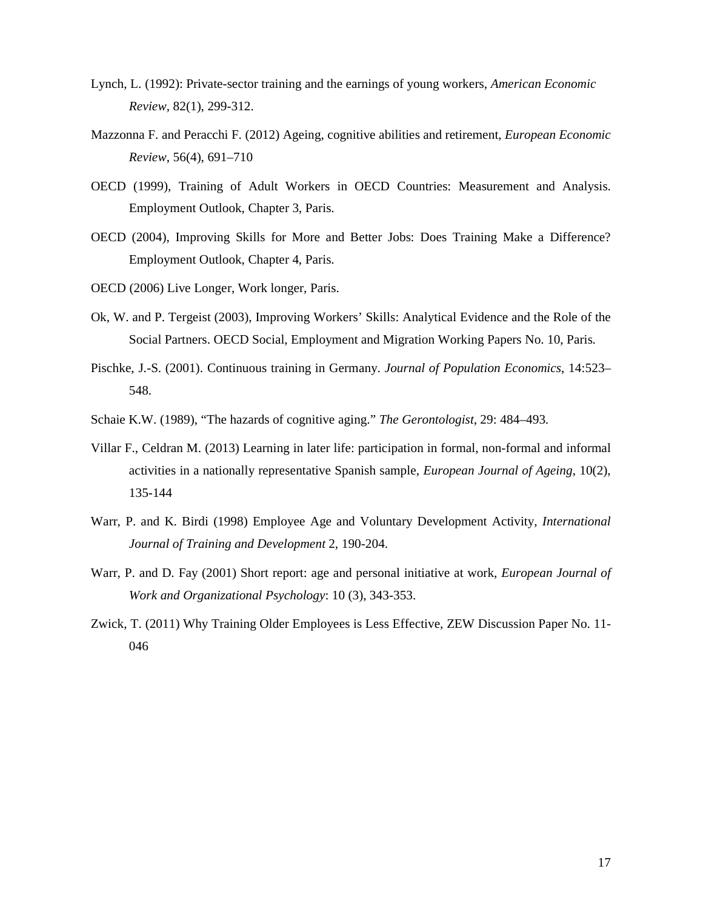Lynch, L. (1992): Private-sector training and the earnings of young workers, *American Economic Review*, 82(1), 299-312.

Mazzonna F. and Peracchi F. (2012) Ageing, cognitive abilities and retirement, *European Economic Review*, 56(4), 691–710

OECD (1999), Training of Adult Workers in OECD Countries: Measurement and Analysis. Employment Outlook, Chapter 3, Paris.

OECD (2004), Improving Skills for More and Better Jobs: Does Training Make a Difference? Employment Outlook, Chapter 4, Paris.

OECD (2006) Live Longer, Work longer, Paris.

Ok, W. and P. Tergeist (2003), Improving Workers' Skills: Analytical Evidence and the Role of the Social Partners. OECD Social, Employment and Migration Working Papers No. 10, Paris.

Pischke, J.-S. (2001). Continuous training in Germany. *Journal of Population Economics*, 14:523–548.

Schaie K.W. (1989), "The hazards of cognitive aging." *The Gerontologist*, 29: 484–493.

Villar F., Celdran M. (2013) Learning in later life: participation in formal, non-formal and informal activities in a nationally representative Spanish sample, *European Journal of Ageing*, 10(2), 135-144

Warr, P. and K. Birdi (1998) Employee Age and Voluntary Development Activity, *International Journal of Training and Development* 2, 190-204.

Warr, P. and D. Fay (2001) Short report: age and personal initiative at work, *European Journal of Work and Organizational Psychology*: 10 (3), 343-353.

Zwick, T. (2011) Why Training Older Employees is Less Effective, ZEW Discussion Paper No. 11-046